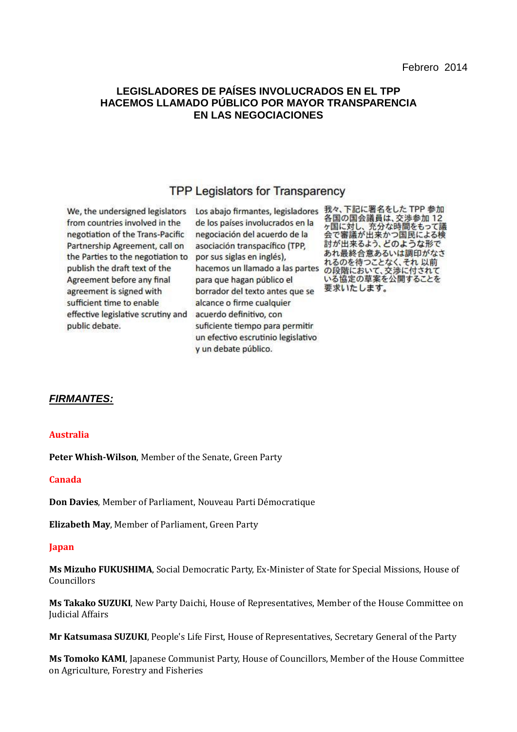Febrero 2014

# LEGISLADORES DE PAÍSES INVOLUCRADOS EN EL TPP HACEMOS LLAMADO PÚBLICO POR MAYOR TRANSPARENCIA EN LAS NEGOCIACIONES

## TPP Legislators for Transparency

We, the undersigned legislators from countries involved in the negotiation of the Trans-Pacific Partnership Agreement, call on the Parties to the negotiation to publish the draft text of the Agreement before any final agreement is signed with sufficient time to enable effective legislative scrutiny and public debate.

Los abajo firmantes, legisladores de los países involucrados en la negociación del acuerdo de la asociación transpacífico (TPP, por sus siglas en inglés), hacemos un llamado a las partes para que hagan público el borrador del texto antes que se alcance o firme cualquier acuerdo definitivo, con suficiente tiempo para permitir un efectivo escrutinio legislativo y un debate público.

我々、下記に署名をした TPP 参加各国の国会議員は、交渉参加 12 ヶ国に対し、充分な時間をもって議会で審議が出来かつ国民による検討が出来るよう、どのような形であれ最終合意あるいは調印がなされるのを待つことなく、それ 以前の段階において、交渉に付されている協定の草案を公開することを要求いたします。

***FIRMANTES:***

**Australia**

**Peter Whish-Wilson**, Member of the Senate, Green Party

**Canada**

**Don Davies**, Member of Parliament, Nouveau Parti Démocratique

**Elizabeth May**, Member of Parliament, Green Party

**Japan**

**Ms Mizuho FUKUSHIMA**, Social Democratic Party, Ex-Minister of State for Special Missions, House of Councillors

**Ms Takako SUZUKI**, New Party Daichi, House of Representatives, Member of the House Committee on Judicial Affairs

**Mr Katsumasa SUZUKI**, People's Life First, House of Representatives, Secretary General of the Party

**Ms Tomoko KAMI**, Japanese Communist Party, House of Councillors, Member of the House Committee on Agriculture, Forestry and Fisheries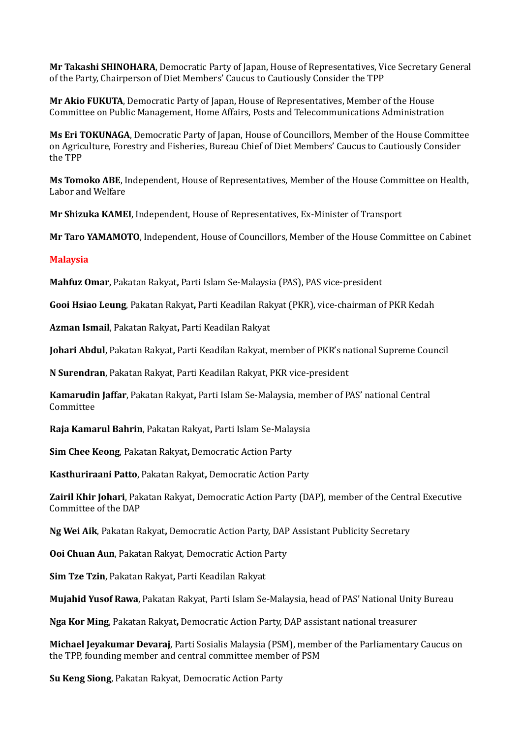**Mr Takashi SHINOHARA**, Democratic Party of Japan, House of Representatives, Vice Secretary General of the Party, Chairperson of Diet Members' Caucus to Cautiously Consider the TPP

**Mr Akio FUKUTA**, Democratic Party of Japan, House of Representatives, Member of the House Committee on Public Management, Home Affairs, Posts and Telecommunications Administration

**Ms Eri TOKUNAGA**, Democratic Party of Japan, House of Councillors, Member of the House Committee on Agriculture, Forestry and Fisheries, Bureau Chief of Diet Members' Caucus to Cautiously Consider the TPP

**Ms Tomoko ABE**, Independent, House of Representatives, Member of the House Committee on Health, Labor and Welfare

**Mr Shizuka KAMEI**, Independent, House of Representatives, Ex-Minister of Transport

**Mr Taro YAMAMOTO**, Independent, House of Councillors, Member of the House Committee on Cabinet

## Malaysia

**Mahfuz Omar**, Pakatan Rakyat**,** Parti Islam Se-Malaysia (PAS), PAS vice-president

**Gooi Hsiao Leung**, Pakatan Rakyat**,** Parti Keadilan Rakyat (PKR), vice-chairman of PKR Kedah

**Azman Ismail**, Pakatan Rakyat**,** Parti Keadilan Rakyat

**Johari Abdul**, Pakatan Rakyat**,** Parti Keadilan Rakyat, member of PKR's national Supreme Council

**N Surendran**, Pakatan Rakyat, Parti Keadilan Rakyat, PKR vice-president

**Kamarudin Jaffar**, Pakatan Rakyat**,** Parti Islam Se-Malaysia, member of PAS' national Central Committee

**Raja Kamarul Bahrin**, Pakatan Rakyat**,** Parti Islam Se-Malaysia

**Sim Chee Keong**, Pakatan Rakyat**,** Democratic Action Party

**Kasthuriraani Patto**, Pakatan Rakyat**,** Democratic Action Party

**Zairil Khir Johari**, Pakatan Rakyat**,** Democratic Action Party (DAP), member of the Central Executive Committee of the DAP

**Ng Wei Aik**, Pakatan Rakyat**,** Democratic Action Party, DAP Assistant Publicity Secretary

**Ooi Chuan Aun**, Pakatan Rakyat, Democratic Action Party

**Sim Tze Tzin**, Pakatan Rakyat**,** Parti Keadilan Rakyat

**Mujahid Yusof Rawa**, Pakatan Rakyat, Parti Islam Se-Malaysia, head of PAS' National Unity Bureau

**Nga Kor Ming**, Pakatan Rakyat**,** Democratic Action Party, DAP assistant national treasurer

**Michael Jeyakumar Devaraj**, Parti Sosialis Malaysia (PSM), member of the Parliamentary Caucus on the TPP, founding member and central committee member of PSM

**Su Keng Siong**, Pakatan Rakyat, Democratic Action Party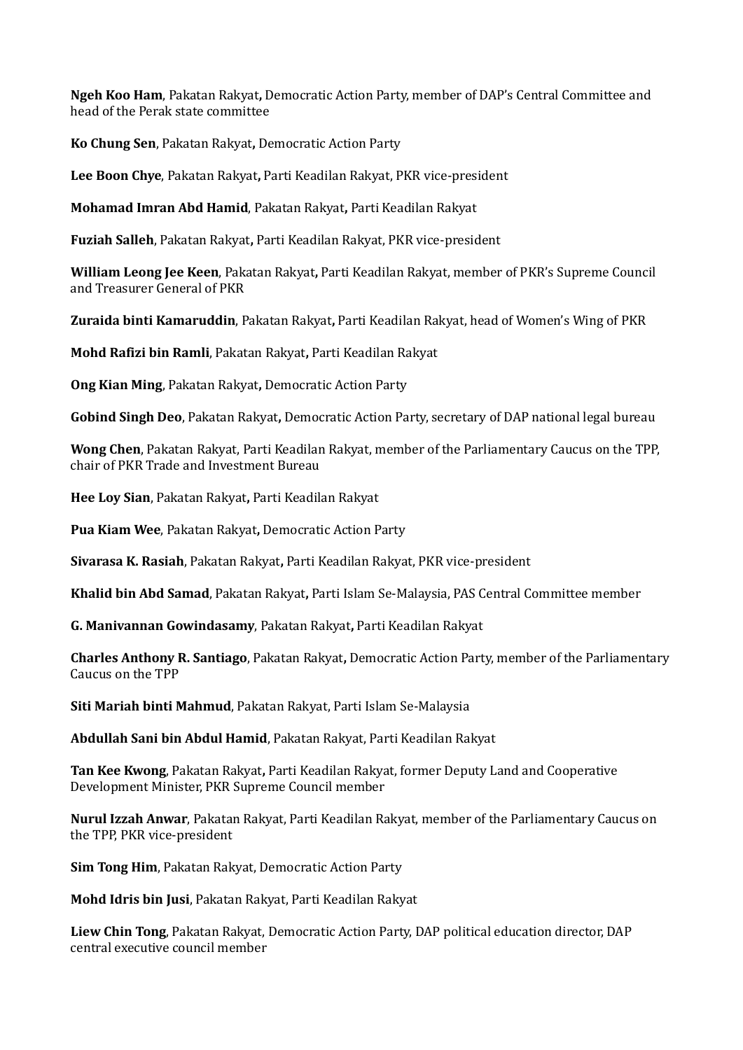**Ngeh Koo Ham**, Pakatan Rakyat**,** Democratic Action Party, member of DAP's Central Committee and head of the Perak state committee

**Ko Chung Sen**, Pakatan Rakyat**,** Democratic Action Party

**Lee Boon Chye**, Pakatan Rakyat**,** Parti Keadilan Rakyat, PKR vice-president

**Mohamad Imran Abd Hamid**, Pakatan Rakyat**,** Parti Keadilan Rakyat

**Fuziah Salleh**, Pakatan Rakyat**,** Parti Keadilan Rakyat, PKR vice-president

**William Leong Jee Keen**, Pakatan Rakyat**,** Parti Keadilan Rakyat, member of PKR's Supreme Council and Treasurer General of PKR

**Zuraida binti Kamaruddin**, Pakatan Rakyat**,** Parti Keadilan Rakyat, head of Women's Wing of PKR

**Mohd Rafizi bin Ramli**, Pakatan Rakyat**,** Parti Keadilan Rakyat

**Ong Kian Ming**, Pakatan Rakyat**,** Democratic Action Party

**Gobind Singh Deo**, Pakatan Rakyat**,** Democratic Action Party, secretary of DAP national legal bureau

**Wong Chen**, Pakatan Rakyat, Parti Keadilan Rakyat, member of the Parliamentary Caucus on the TPP, chair of PKR Trade and Investment Bureau

**Hee Loy Sian**, Pakatan Rakyat**,** Parti Keadilan Rakyat

**Pua Kiam Wee**, Pakatan Rakyat**,** Democratic Action Party

**Sivarasa K. Rasiah**, Pakatan Rakyat**,** Parti Keadilan Rakyat, PKR vice-president

**Khalid bin Abd Samad**, Pakatan Rakyat**,** Parti Islam Se-Malaysia, PAS Central Committee member

**G. Manivannan Gowindasamy**, Pakatan Rakyat**,** Parti Keadilan Rakyat

**Charles Anthony R. Santiago**, Pakatan Rakyat**,** Democratic Action Party, member of the Parliamentary Caucus on the TPP

**Siti Mariah binti Mahmud**, Pakatan Rakyat, Parti Islam Se-Malaysia

**Abdullah Sani bin Abdul Hamid**, Pakatan Rakyat, Parti Keadilan Rakyat

**Tan Kee Kwong**, Pakatan Rakyat**,** Parti Keadilan Rakyat, former Deputy Land and Cooperative Development Minister, PKR Supreme Council member

**Nurul Izzah Anwar**, Pakatan Rakyat, Parti Keadilan Rakyat, member of the Parliamentary Caucus on the TPP, PKR vice-president

**Sim Tong Him**, Pakatan Rakyat, Democratic Action Party

**Mohd Idris bin Jusi**, Pakatan Rakyat, Parti Keadilan Rakyat

**Liew Chin Tong**, Pakatan Rakyat, Democratic Action Party, DAP political education director, DAP central executive council member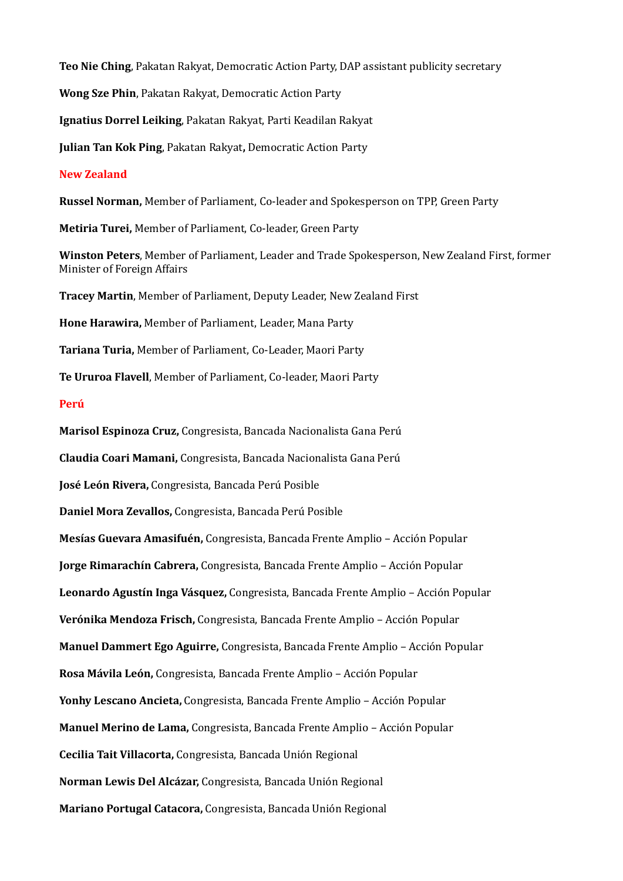**Teo Nie Ching**, Pakatan Rakyat, Democratic Action Party, DAP assistant publicity secretary

**Wong Sze Phin**, Pakatan Rakyat, Democratic Action Party

**Ignatius Dorrel Leiking**, Pakatan Rakyat, Parti Keadilan Rakyat

**Julian Tan Kok Ping**, Pakatan Rakyat**,** Democratic Action Party

## New Zealand

**Russel Norman,** Member of Parliament, Co-leader and Spokesperson on TPP, Green Party

**Metiria Turei,** Member of Parliament, Co-leader, Green Party

**Winston Peters**, Member of Parliament, Leader and Trade Spokesperson, New Zealand First, former Minister of Foreign Affairs

**Tracey Martin**, Member of Parliament, Deputy Leader, New Zealand First

**Hone Harawira,** Member of Parliament, Leader, Mana Party

**Tariana Turia,** Member of Parliament, Co-Leader, Maori Party

**Te Ururoa Flavell**, Member of Parliament, Co-leader, Maori Party

## Perú

**Marisol Espinoza Cruz,** Congresista, Bancada Nacionalista Gana Perú

**Claudia Coari Mamani,** Congresista, Bancada Nacionalista Gana Perú

**José León Rivera,** Congresista, Bancada Perú Posible

**Daniel Mora Zevallos,** Congresista, Bancada Perú Posible

**Mesías Guevara Amasifuén,** Congresista, Bancada Frente Amplio – Acción Popular

**Jorge Rimarachín Cabrera,** Congresista, Bancada Frente Amplio – Acción Popular

**Leonardo Agustín Inga Vásquez,** Congresista, Bancada Frente Amplio – Acción Popular

**Verónika Mendoza Frisch,** Congresista, Bancada Frente Amplio – Acción Popular

**Manuel Dammert Ego Aguirre,** Congresista, Bancada Frente Amplio – Acción Popular

**Rosa Mávila León,** Congresista, Bancada Frente Amplio – Acción Popular

**Yonhy Lescano Ancieta,** Congresista, Bancada Frente Amplio – Acción Popular

**Manuel Merino de Lama,** Congresista, Bancada Frente Amplio – Acción Popular

**Cecilia Tait Villacorta,** Congresista, Bancada Unión Regional

**Norman Lewis Del Alcázar,** Congresista, Bancada Unión Regional

**Mariano Portugal Catacora,** Congresista, Bancada Unión Regional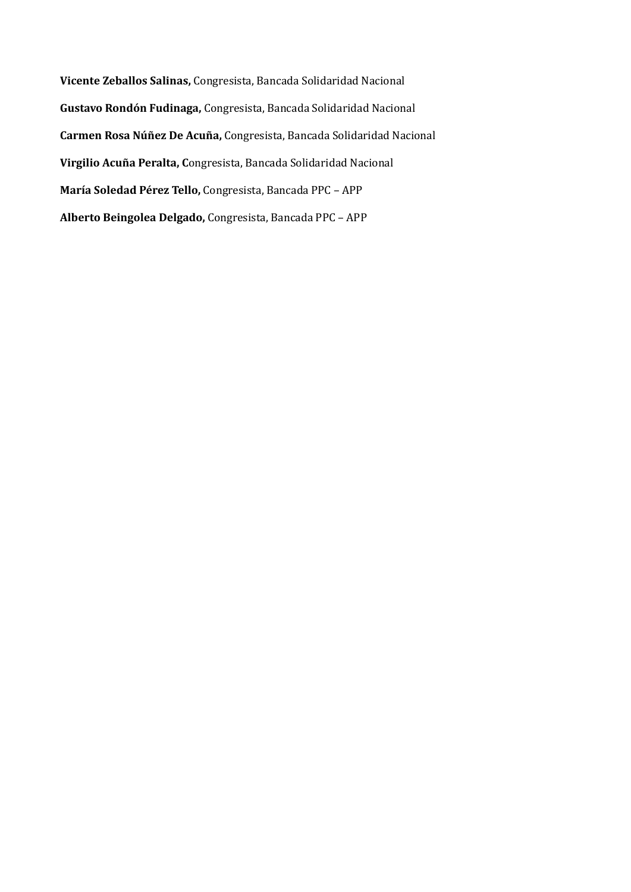**Vicente Zeballos Salinas,** Congresista, Bancada Solidaridad Nacional

**Gustavo Rondón Fudinaga,** Congresista, Bancada Solidaridad Nacional

**Carmen Rosa Núñez De Acuña,** Congresista, Bancada Solidaridad Nacional

**Virgilio Acuña Peralta, C**ongresista, Bancada Solidaridad Nacional

**María Soledad Pérez Tello,** Congresista, Bancada PPC – APP

**Alberto Beingolea Delgado,** Congresista, Bancada PPC – APP